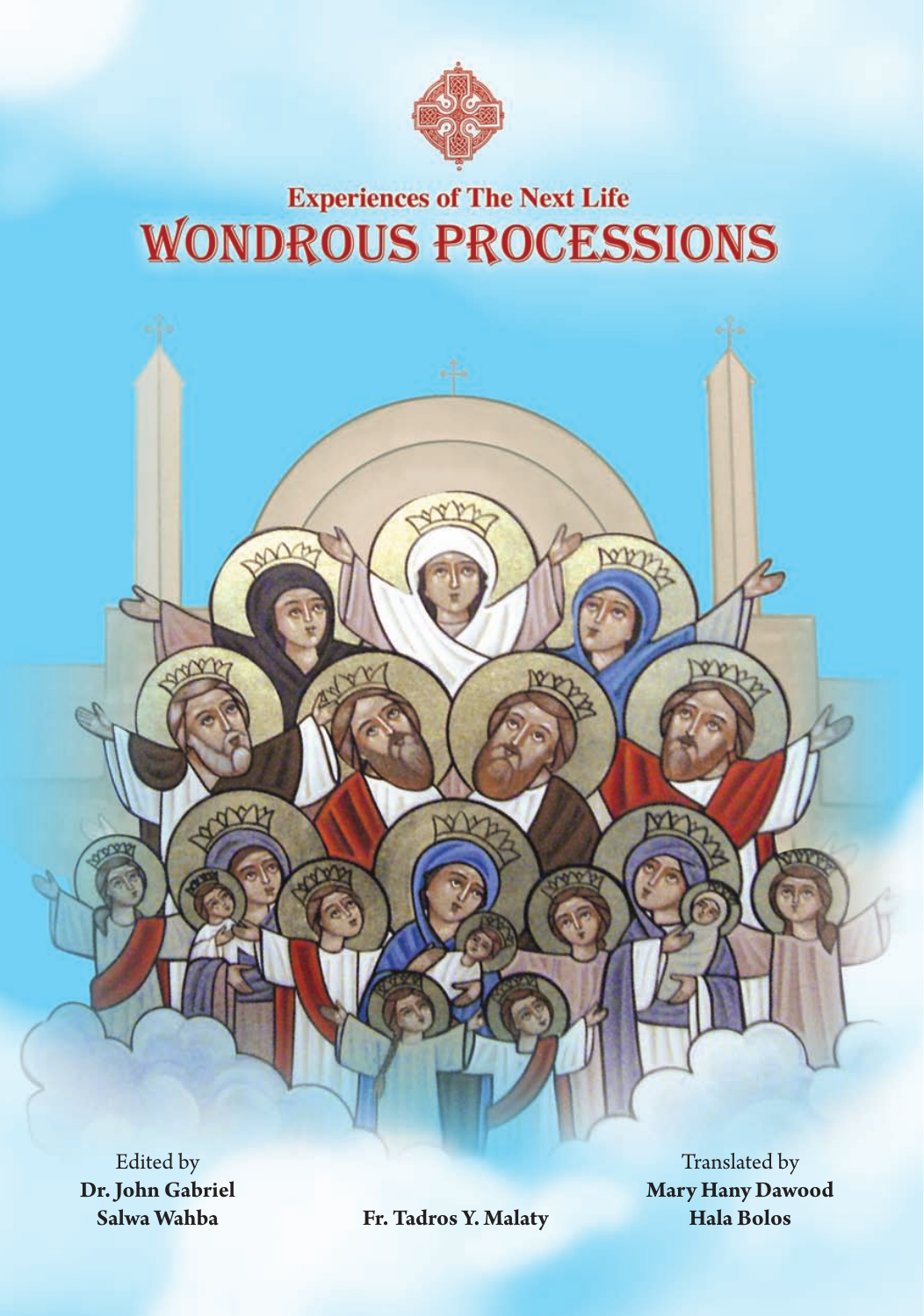**Experiences of The Next Life**

# WONDROUS PROCESSIONS

Edited by
**Dr. John Gabriel**
**Salwa Wahba**

**Fr. Tadros Y. Malaty**

Translated by
**Mary Hany Dawood**
**Hala Bolos**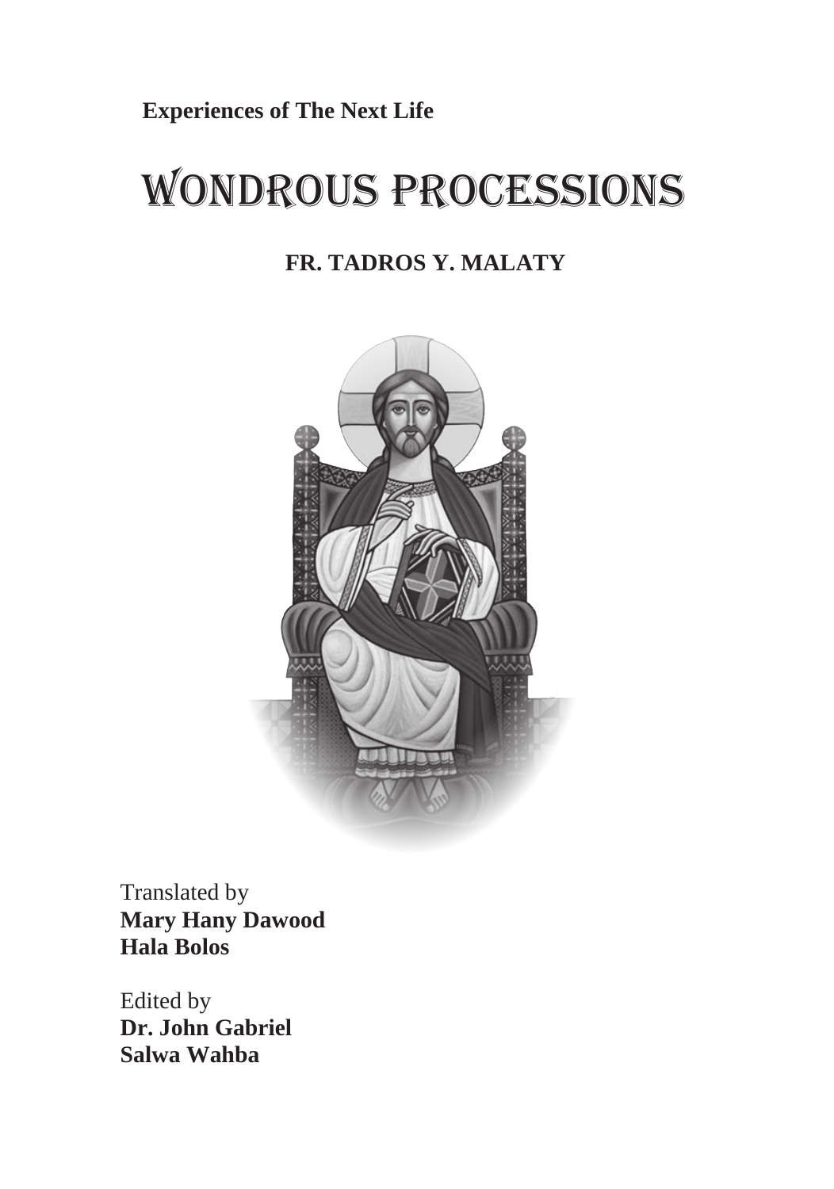**Experiences of The Next Life**

# WONDROUS PROCESSIONS

**FR. TADROS Y. MALATY**

Translated by
**Mary Hany Dawood**
**Hala Bolos**

Edited by
**Dr. John Gabriel**
**Salwa Wahba**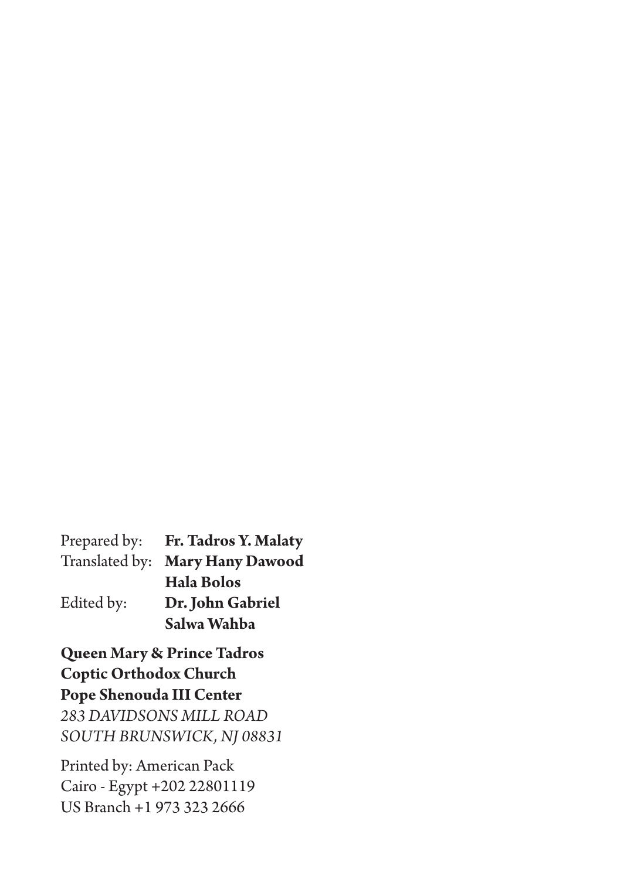Prepared by: **Fr. Tadros Y. Malaty**
Translated by: **Mary Hany Dawood**
**Hala Bolos**
Edited by: **Dr. John Gabriel**
**Salwa Wahba**

**Queen Mary & Prince Tadros**
**Coptic Orthodox Church**
**Pope Shenouda III Center**
*283 DAVIDSONS MILL ROAD*
*SOUTH BRUNSWICK, NJ 08831*

Printed by: American Pack
Cairo - Egypt +202 22801119
US Branch +1 973 323 2666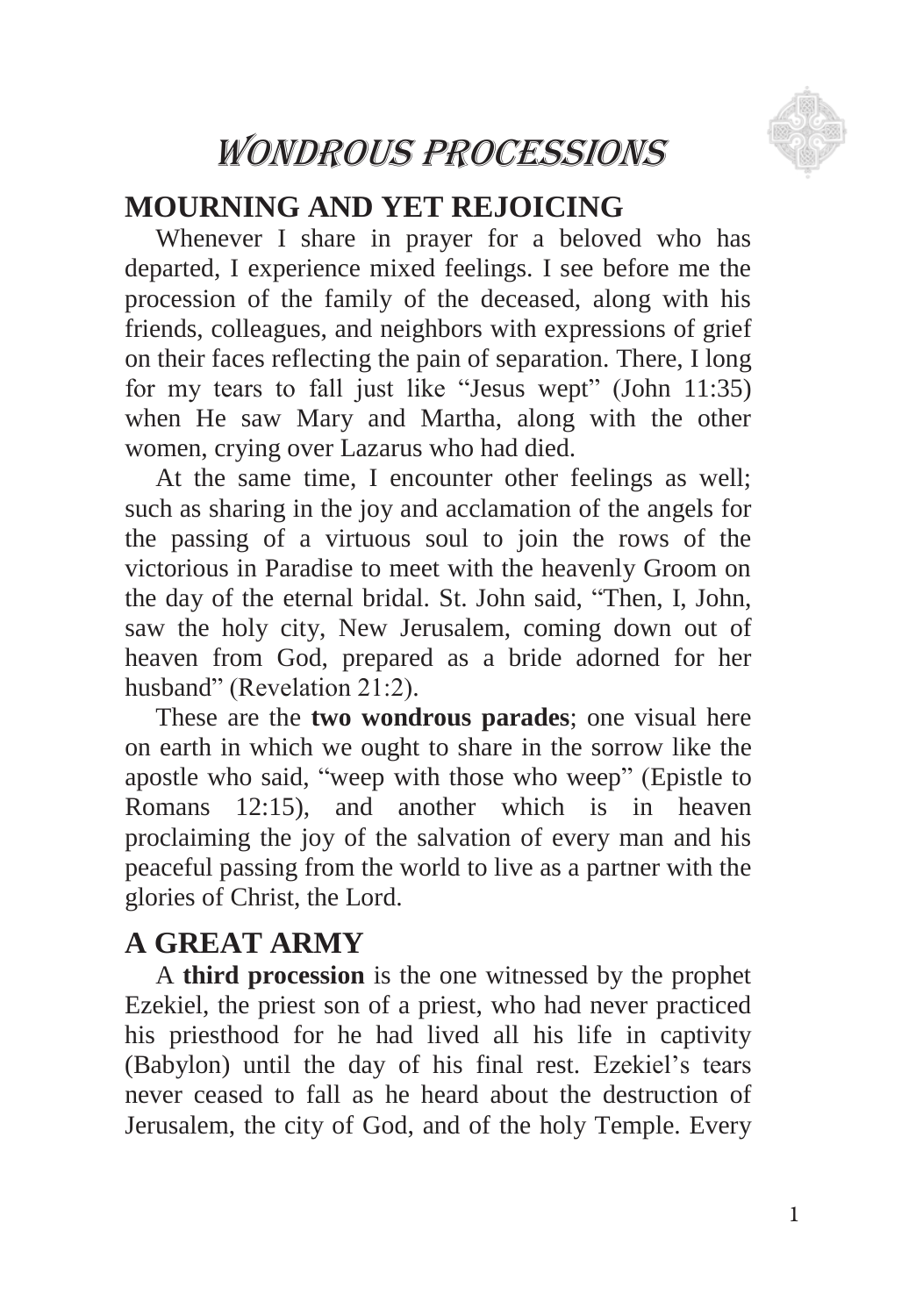# Wondrous Processions

## MOURNING AND YET REJOICING

Whenever I share in prayer for a beloved who has departed, I experience mixed feelings. I see before me the procession of the family of the deceased, along with his friends, colleagues, and neighbors with expressions of grief on their faces reflecting the pain of separation. There, I long for my tears to fall just like "Jesus wept" (John 11:35) when He saw Mary and Martha, along with the other women, crying over Lazarus who had died.

At the same time, I encounter other feelings as well; such as sharing in the joy and acclamation of the angels for the passing of a virtuous soul to join the rows of the victorious in Paradise to meet with the heavenly Groom on the day of the eternal bridal. St. John said, "Then, I, John, saw the holy city, New Jerusalem, coming down out of heaven from God, prepared as a bride adorned for her husband" (Revelation 21:2).

These are the **two wondrous parades**; one visual here on earth in which we ought to share in the sorrow like the apostle who said, "weep with those who weep" (Epistle to Romans 12:15), and another which is in heaven proclaiming the joy of the salvation of every man and his peaceful passing from the world to live as a partner with the glories of Christ, the Lord.

## A GREAT ARMY

A **third procession** is the one witnessed by the prophet Ezekiel, the priest son of a priest, who had never practiced his priesthood for he had lived all his life in captivity (Babylon) until the day of his final rest. Ezekiel's tears never ceased to fall as he heard about the destruction of Jerusalem, the city of God, and of the holy Temple. Every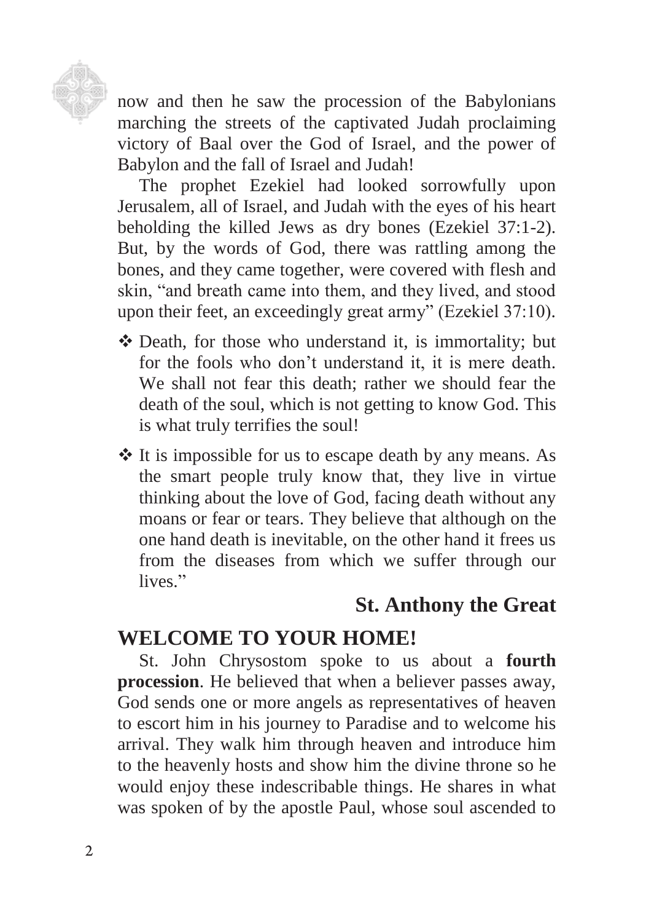now and then he saw the procession of the Babylonians marching the streets of the captivated Judah proclaiming victory of Baal over the God of Israel, and the power of Babylon and the fall of Israel and Judah!

The prophet Ezekiel had looked sorrowfully upon Jerusalem, all of Israel, and Judah with the eyes of his heart beholding the killed Jews as dry bones (Ezekiel 37:1-2). But, by the words of God, there was rattling among the bones, and they came together, were covered with flesh and skin, "and breath came into them, and they lived, and stood upon their feet, an exceedingly great army" (Ezekiel 37:10).

- ❖ Death, for those who understand it, is immortality; but for the fools who don't understand it, it is mere death. We shall not fear this death; rather we should fear the death of the soul, which is not getting to know God. This is what truly terrifies the soul!
- ❖ It is impossible for us to escape death by any means. As the smart people truly know that, they live in virtue thinking about the love of God, facing death without any moans or fear or tears. They believe that although on the one hand death is inevitable, on the other hand it frees us from the diseases from which we suffer through our lives."

**St. Anthony the Great**

## WELCOME TO YOUR HOME!

St. John Chrysostom spoke to us about a **fourth procession**. He believed that when a believer passes away, God sends one or more angels as representatives of heaven to escort him in his journey to Paradise and to welcome his arrival. They walk him through heaven and introduce him to the heavenly hosts and show him the divine throne so he would enjoy these indescribable things. He shares in what was spoken of by the apostle Paul, whose soul ascended to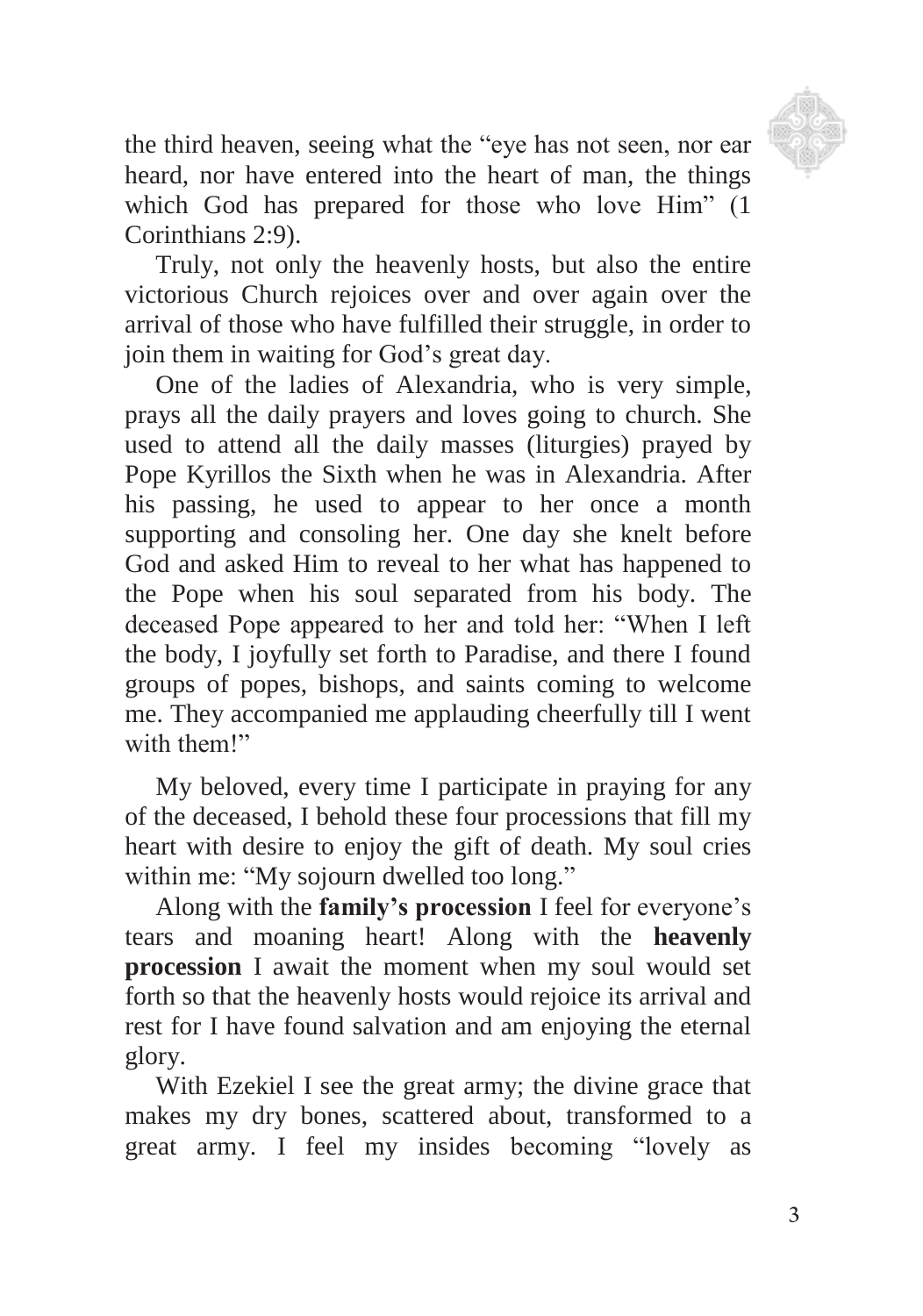the third heaven, seeing what the "eye has not seen, nor ear heard, nor have entered into the heart of man, the things which God has prepared for those who love Him" (1 Corinthians 2:9).

Truly, not only the heavenly hosts, but also the entire victorious Church rejoices over and over again over the arrival of those who have fulfilled their struggle, in order to join them in waiting for God's great day.

One of the ladies of Alexandria, who is very simple, prays all the daily prayers and loves going to church. She used to attend all the daily masses (liturgies) prayed by Pope Kyrillos the Sixth when he was in Alexandria. After his passing, he used to appear to her once a month supporting and consoling her. One day she knelt before God and asked Him to reveal to her what has happened to the Pope when his soul separated from his body. The deceased Pope appeared to her and told her: "When I left the body, I joyfully set forth to Paradise, and there I found groups of popes, bishops, and saints coming to welcome me. They accompanied me applauding cheerfully till I went with them!"

My beloved, every time I participate in praying for any of the deceased, I behold these four processions that fill my heart with desire to enjoy the gift of death. My soul cries within me: "My sojourn dwelled too long."

Along with the **family's procession** I feel for everyone's tears and moaning heart! Along with the **heavenly procession** I await the moment when my soul would set forth so that the heavenly hosts would rejoice its arrival and rest for I have found salvation and am enjoying the eternal glory.

With Ezekiel I see the great army; the divine grace that makes my dry bones, scattered about, transformed to a great army. I feel my insides becoming "lovely as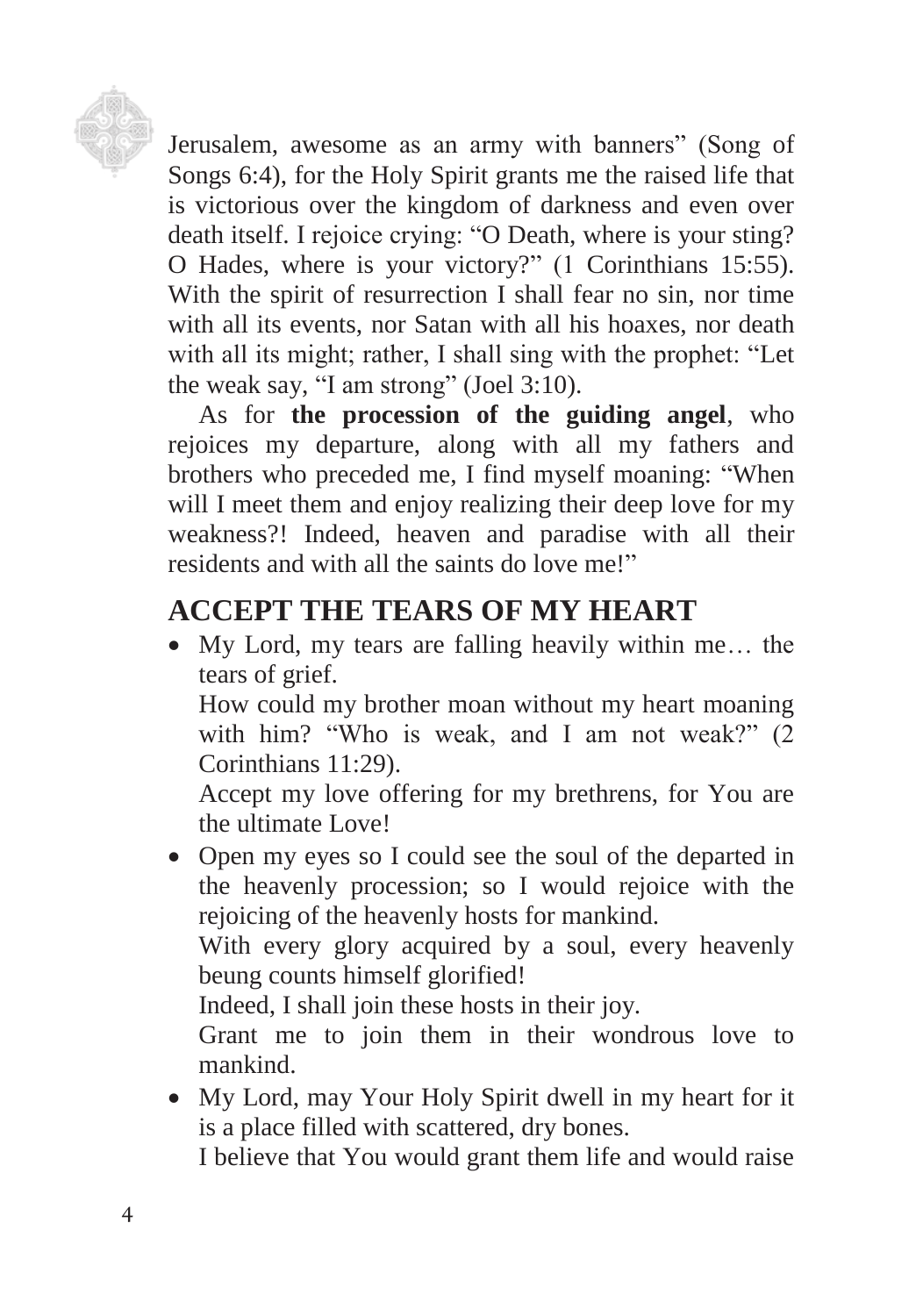Jerusalem, awesome as an army with banners" (Song of Songs 6:4), for the Holy Spirit grants me the raised life that is victorious over the kingdom of darkness and even over death itself. I rejoice crying: "O Death, where is your sting? O Hades, where is your victory?" (1 Corinthians 15:55). With the spirit of resurrection I shall fear no sin, nor time with all its events, nor Satan with all his hoaxes, nor death with all its might; rather, I shall sing with the prophet: "Let the weak say, "I am strong" (Joel 3:10).

As for **the procession of the guiding angel**, who rejoices my departure, along with all my fathers and brothers who preceded me, I find myself moaning: "When will I meet them and enjoy realizing their deep love for my weakness?! Indeed, heaven and paradise with all their residents and with all the saints do love me!"

## ACCEPT THE TEARS OF MY HEART

- My Lord, my tears are falling heavily within me… the tears of grief.
  How could my brother moan without my heart moaning with him? "Who is weak, and I am not weak?" (2 Corinthians 11:29).
  Accept my love offering for my brethrens, for You are the ultimate Love!
- Open my eyes so I could see the soul of the departed in the heavenly procession; so I would rejoice with the rejoicing of the heavenly hosts for mankind.
  With every glory acquired by a soul, every heavenly beung counts himself glorified!
  Indeed, I shall join these hosts in their joy.
  Grant me to join them in their wondrous love to mankind.
- My Lord, may Your Holy Spirit dwell in my heart for it is a place filled with scattered, dry bones.
  I believe that You would grant them life and would raise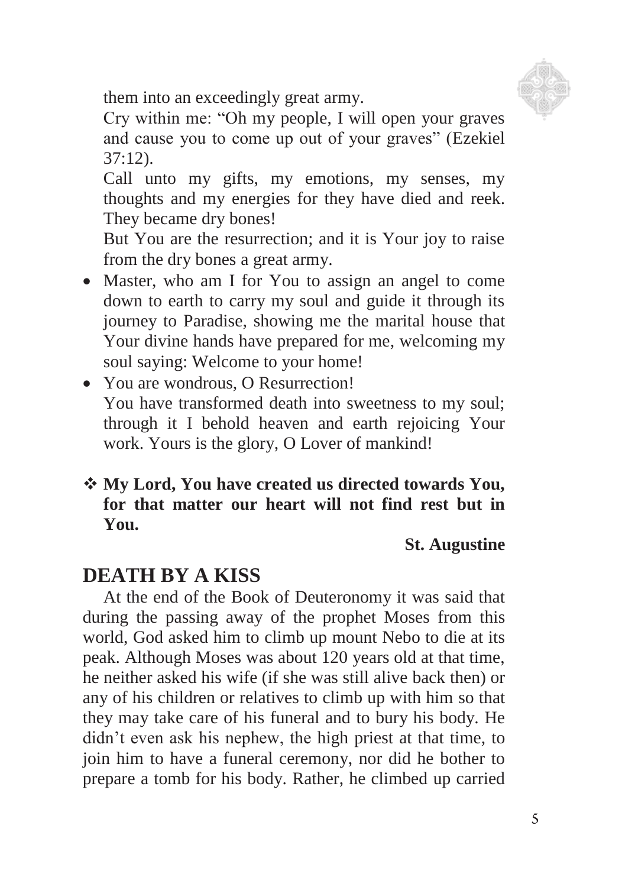them into an exceedingly great army.

Cry within me: "Oh my people, I will open your graves and cause you to come up out of your graves" (Ezekiel 37:12).

Call unto my gifts, my emotions, my senses, my thoughts and my energies for they have died and reek. They became dry bones!

But You are the resurrection; and it is Your joy to raise from the dry bones a great army.

- Master, who am I for You to assign an angel to come down to earth to carry my soul and guide it through its journey to Paradise, showing me the marital house that Your divine hands have prepared for me, welcoming my soul saying: Welcome to your home!
- You are wondrous, O Resurrection!
  You have transformed death into sweetness to my soul; through it I behold heaven and earth rejoicing Your work. Yours is the glory, O Lover of mankind!

❖ **My Lord, You have created us directed towards You, for that matter our heart will not find rest but in You.**

**St. Augustine**

## DEATH BY A KISS

At the end of the Book of Deuteronomy it was said that during the passing away of the prophet Moses from this world, God asked him to climb up mount Nebo to die at its peak. Although Moses was about 120 years old at that time, he neither asked his wife (if she was still alive back then) or any of his children or relatives to climb up with him so that they may take care of his funeral and to bury his body. He didn't even ask his nephew, the high priest at that time, to join him to have a funeral ceremony, nor did he bother to prepare a tomb for his body. Rather, he climbed up carried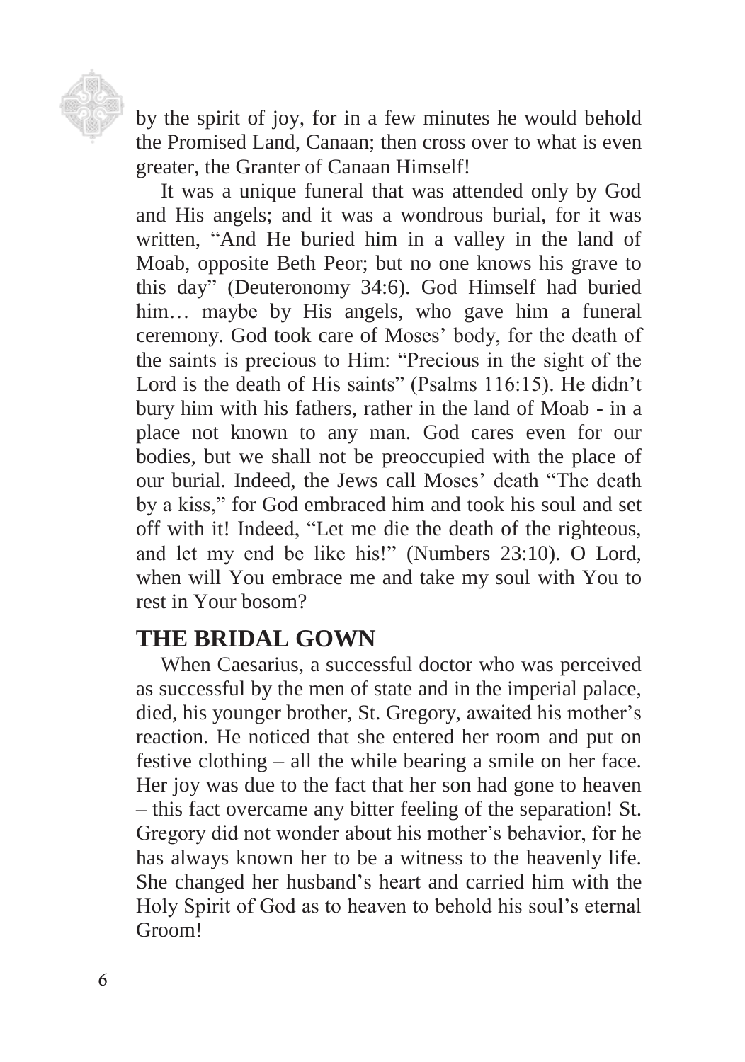by the spirit of joy, for in a few minutes he would behold the Promised Land, Canaan; then cross over to what is even greater, the Granter of Canaan Himself!

It was a unique funeral that was attended only by God and His angels; and it was a wondrous burial, for it was written, "And He buried him in a valley in the land of Moab, opposite Beth Peor; but no one knows his grave to this day" (Deuteronomy 34:6). God Himself had buried him… maybe by His angels, who gave him a funeral ceremony. God took care of Moses' body, for the death of the saints is precious to Him: "Precious in the sight of the Lord is the death of His saints" (Psalms 116:15). He didn't bury him with his fathers, rather in the land of Moab - in a place not known to any man. God cares even for our bodies, but we shall not be preoccupied with the place of our burial. Indeed, the Jews call Moses' death "The death by a kiss," for God embraced him and took his soul and set off with it! Indeed, "Let me die the death of the righteous, and let my end be like his!" (Numbers 23:10). O Lord, when will You embrace me and take my soul with You to rest in Your bosom?

## THE BRIDAL GOWN

When Caesarius, a successful doctor who was perceived as successful by the men of state and in the imperial palace, died, his younger brother, St. Gregory, awaited his mother's reaction. He noticed that she entered her room and put on festive clothing – all the while bearing a smile on her face. Her joy was due to the fact that her son had gone to heaven – this fact overcame any bitter feeling of the separation! St. Gregory did not wonder about his mother's behavior, for he has always known her to be a witness to the heavenly life. She changed her husband's heart and carried him with the Holy Spirit of God as to heaven to behold his soul's eternal Groom!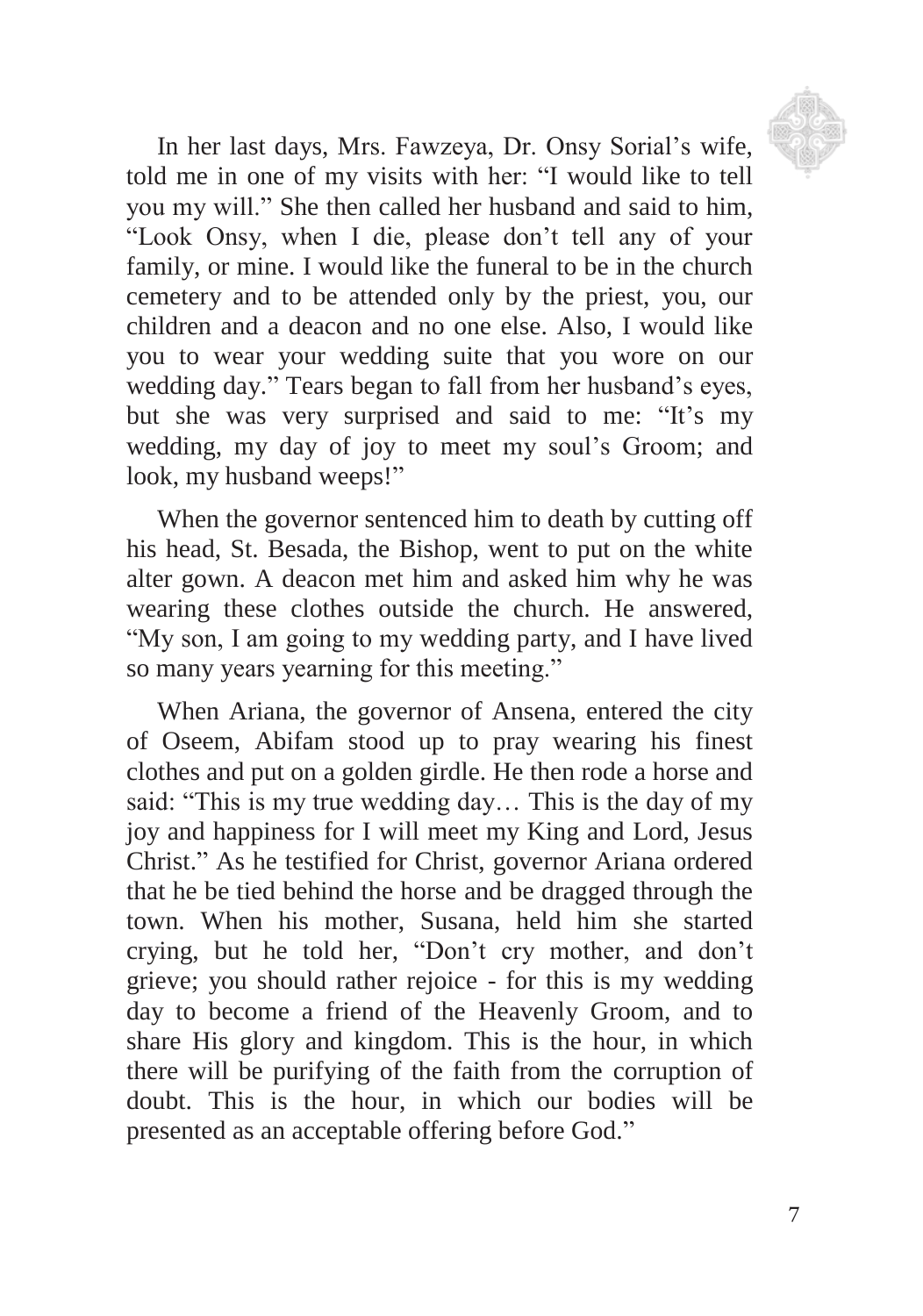In her last days, Mrs. Fawzeya, Dr. Onsy Sorial's wife, told me in one of my visits with her: "I would like to tell you my will." She then called her husband and said to him, "Look Onsy, when I die, please don't tell any of your family, or mine. I would like the funeral to be in the church cemetery and to be attended only by the priest, you, our children and a deacon and no one else. Also, I would like you to wear your wedding suite that you wore on our wedding day." Tears began to fall from her husband's eyes, but she was very surprised and said to me: "It's my wedding, my day of joy to meet my soul's Groom; and look, my husband weeps!"

When the governor sentenced him to death by cutting off his head, St. Besada, the Bishop, went to put on the white alter gown. A deacon met him and asked him why he was wearing these clothes outside the church. He answered, "My son, I am going to my wedding party, and I have lived so many years yearning for this meeting."

When Ariana, the governor of Ansena, entered the city of Oseem, Abifam stood up to pray wearing his finest clothes and put on a golden girdle. He then rode a horse and said: "This is my true wedding day… This is the day of my joy and happiness for I will meet my King and Lord, Jesus Christ." As he testified for Christ, governor Ariana ordered that he be tied behind the horse and be dragged through the town. When his mother, Susana, held him she started crying, but he told her, "Don't cry mother, and don't grieve; you should rather rejoice - for this is my wedding day to become a friend of the Heavenly Groom, and to share His glory and kingdom. This is the hour, in which there will be purifying of the faith from the corruption of doubt. This is the hour, in which our bodies will be presented as an acceptable offering before God."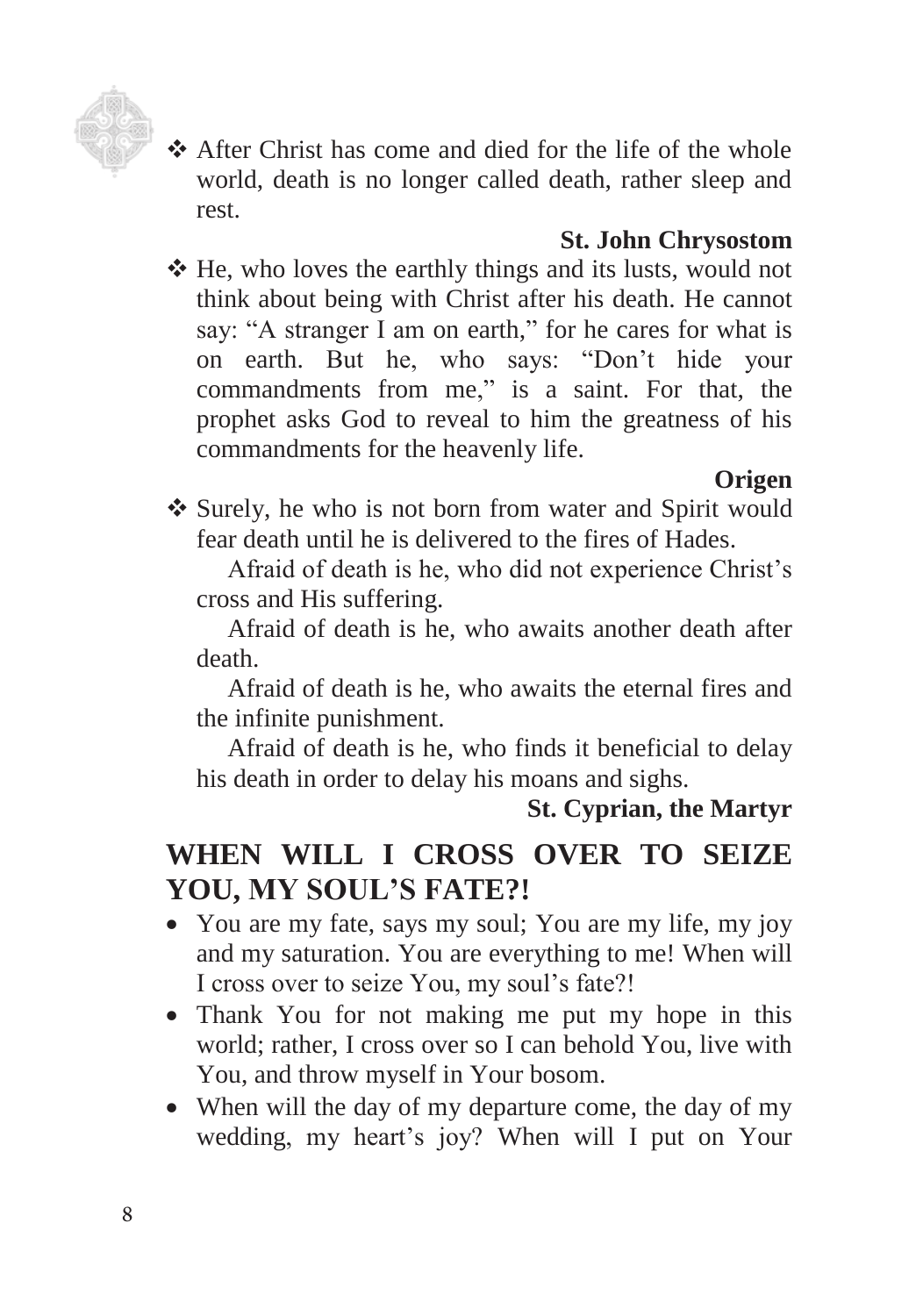❖ After Christ has come and died for the life of the whole world, death is no longer called death, rather sleep and rest.

**St. John Chrysostom**

❖ He, who loves the earthly things and its lusts, would not think about being with Christ after his death. He cannot say: "A stranger I am on earth," for he cares for what is on earth. But he, who says: "Don't hide your commandments from me," is a saint. For that, the prophet asks God to reveal to him the greatness of his commandments for the heavenly life.

**Origen**

❖ Surely, he who is not born from water and Spirit would fear death until he is delivered to the fires of Hades.

Afraid of death is he, who did not experience Christ's cross and His suffering.

Afraid of death is he, who awaits another death after death.

Afraid of death is he, who awaits the eternal fires and the infinite punishment.

Afraid of death is he, who finds it beneficial to delay his death in order to delay his moans and sighs.

**St. Cyprian, the Martyr**

## WHEN WILL I CROSS OVER TO SEIZE YOU, MY SOUL'S FATE?!

- You are my fate, says my soul; You are my life, my joy and my saturation. You are everything to me! When will I cross over to seize You, my soul's fate?!
- Thank You for not making me put my hope in this world; rather, I cross over so I can behold You, live with You, and throw myself in Your bosom.
- When will the day of my departure come, the day of my wedding, my heart's joy? When will I put on Your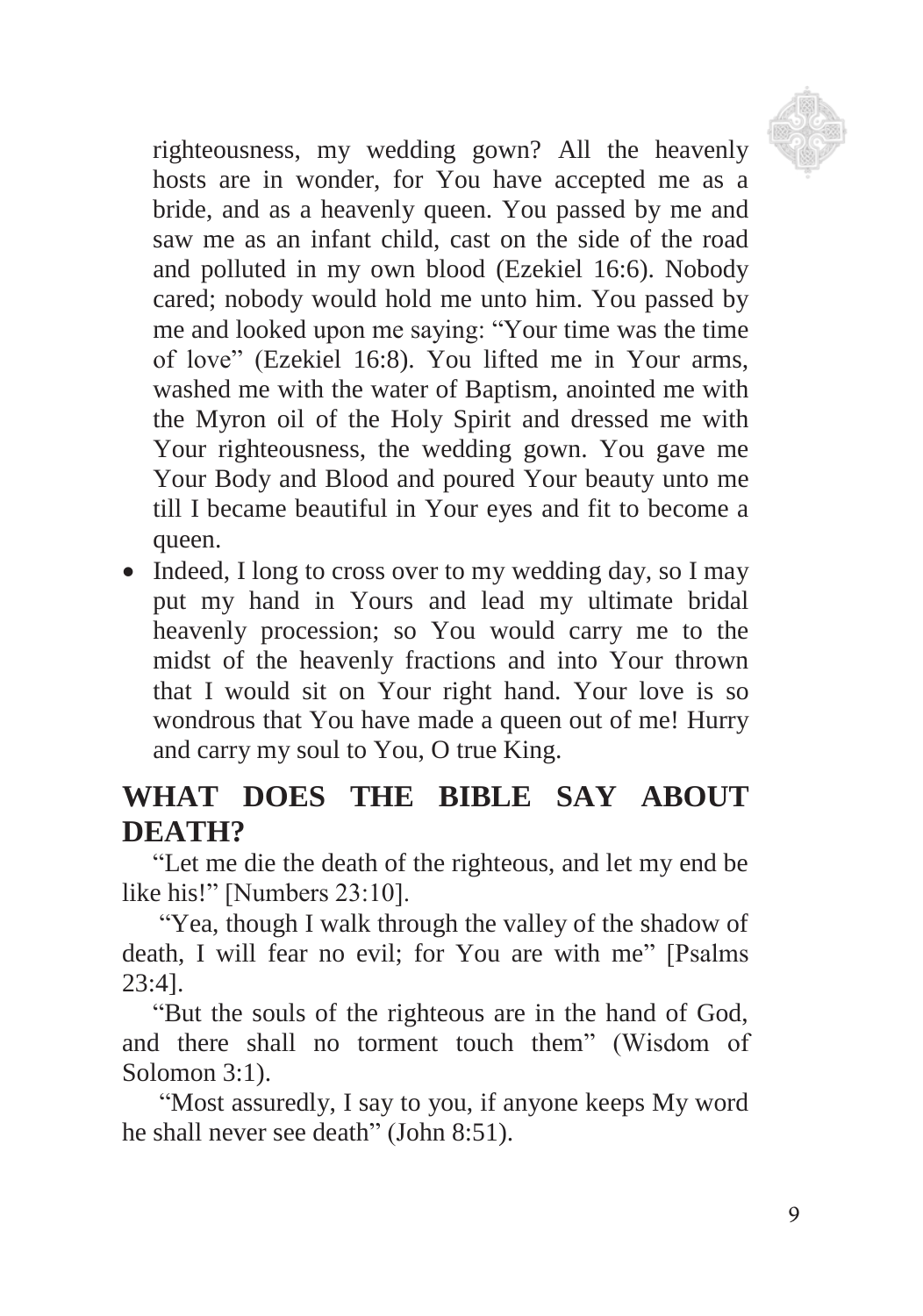righteousness, my wedding gown? All the heavenly hosts are in wonder, for You have accepted me as a bride, and as a heavenly queen. You passed by me and saw me as an infant child, cast on the side of the road and polluted in my own blood (Ezekiel 16:6). Nobody cared; nobody would hold me unto him. You passed by me and looked upon me saying: "Your time was the time of love" (Ezekiel 16:8). You lifted me in Your arms, washed me with the water of Baptism, anointed me with the Myron oil of the Holy Spirit and dressed me with Your righteousness, the wedding gown. You gave me Your Body and Blood and poured Your beauty unto me till I became beautiful in Your eyes and fit to become a queen.

- Indeed, I long to cross over to my wedding day, so I may put my hand in Yours and lead my ultimate bridal heavenly procession; so You would carry me to the midst of the heavenly fractions and into Your thrown that I would sit on Your right hand. Your love is so wondrous that You have made a queen out of me! Hurry and carry my soul to You, O true King.

## WHAT DOES THE BIBLE SAY ABOUT DEATH?

"Let me die the death of the righteous, and let my end be like his!" [Numbers 23:10].

"Yea, though I walk through the valley of the shadow of death, I will fear no evil; for You are with me" [Psalms 23:4].

"But the souls of the righteous are in the hand of God, and there shall no torment touch them" (Wisdom of Solomon 3:1).

"Most assuredly, I say to you, if anyone keeps My word he shall never see death" (John 8:51).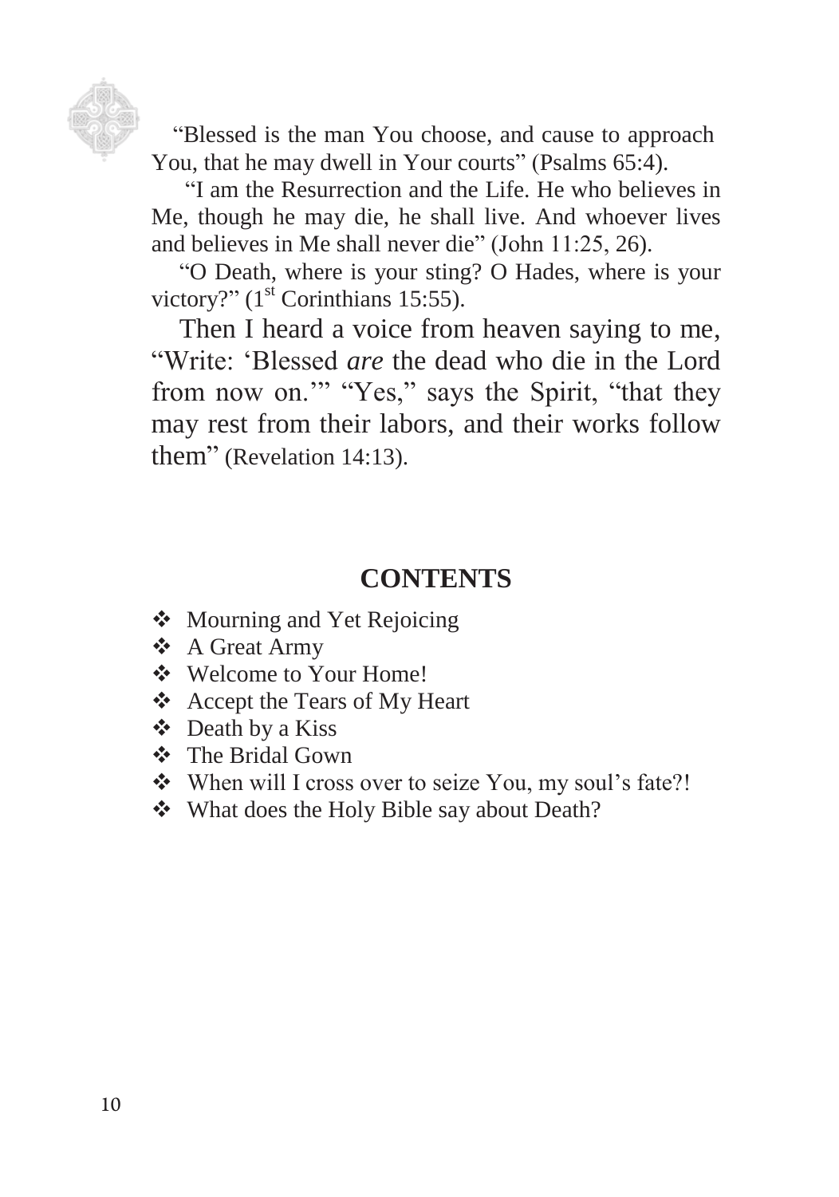"Blessed is the man You choose, and cause to approach You, that he may dwell in Your courts" (Psalms 65:4).

"I am the Resurrection and the Life. He who believes in Me, though he may die, he shall live. And whoever lives and believes in Me shall never die" (John 11:25, 26).

"O Death, where is your sting? O Hades, where is your victory?" (1st Corinthians 15:55).

Then I heard a voice from heaven saying to me, "Write: 'Blessed *are* the dead who die in the Lord from now on.'" "Yes," says the Spirit, "that they may rest from their labors, and their works follow them" (Revelation 14:13).

## CONTENTS

- ❖ Mourning and Yet Rejoicing
- ❖ A Great Army
- ❖ Welcome to Your Home!
- ❖ Accept the Tears of My Heart
- ❖ Death by a Kiss
- ❖ The Bridal Gown
- ❖ When will I cross over to seize You, my soul's fate?!
- ❖ What does the Holy Bible say about Death?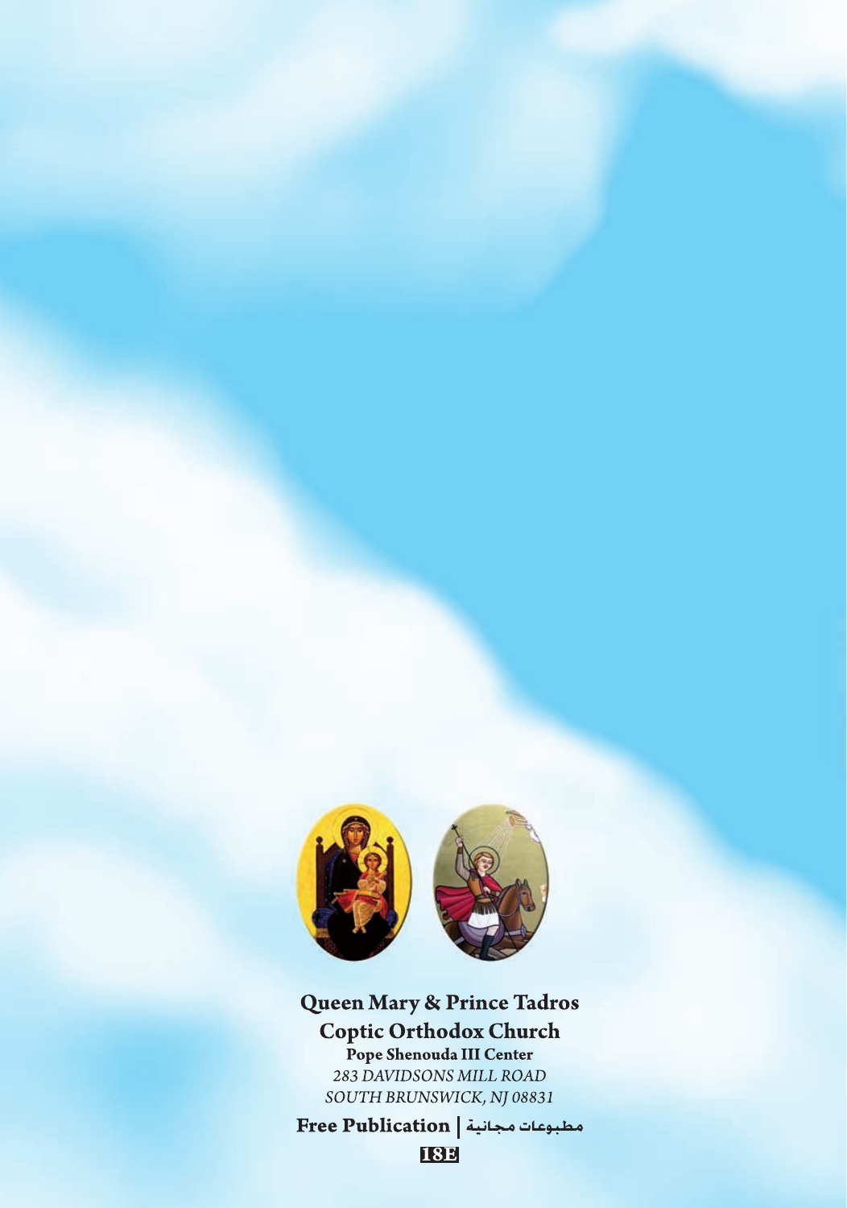**Queen Mary & Prince Tadros**
**Coptic Orthodox Church**
**Pope Shenouda III Center**
*283 DAVIDSONS MILL ROAD*
*SOUTH BRUNSWICK, NJ 08831*

**Free Publication | مطبوعات مجانية**

**18E**